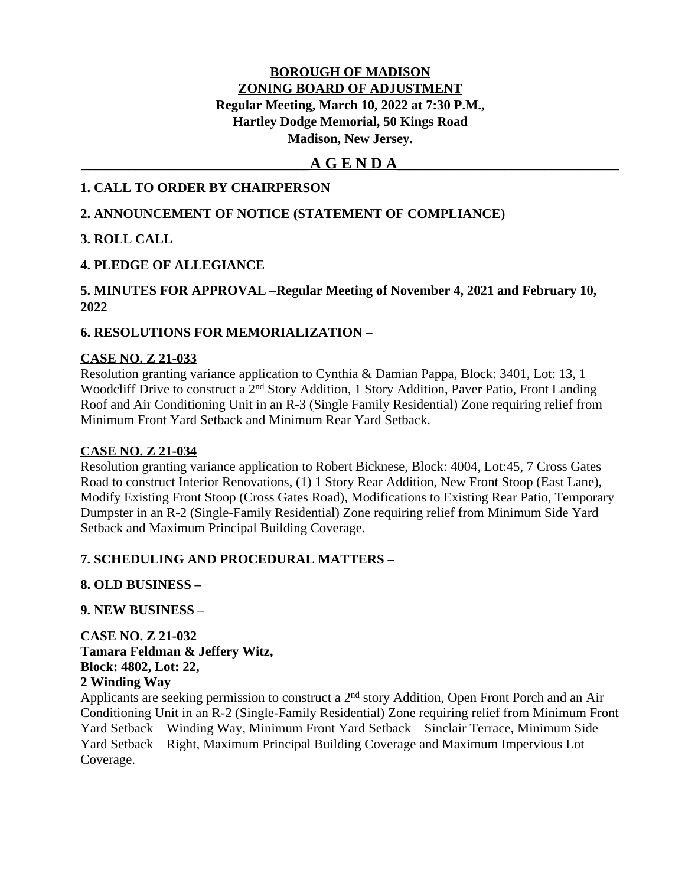**BOROUGH OF MADISON**
**ZONING BOARD OF ADJUSTMENT**
**Regular Meeting, March 10, 2022 at 7:30 P.M.,**
**Hartley Dodge Memorial, 50 Kings Road**
**Madison, New Jersey.**

# A G E N D A

**1. CALL TO ORDER BY CHAIRPERSON**

**2. ANNOUNCEMENT OF NOTICE (STATEMENT OF COMPLIANCE)**

**3. ROLL CALL**

**4. PLEDGE OF ALLEGIANCE**

**5. MINUTES FOR APPROVAL –Regular Meeting of November 4, 2021 and February 10, 2022**

**6. RESOLUTIONS FOR MEMORIALIZATION –**

**CASE NO. Z 21-033**

Resolution granting variance application to Cynthia & Damian Pappa, Block: 3401, Lot: 13, 1 Woodcliff Drive to construct a 2nd Story Addition, 1 Story Addition, Paver Patio, Front Landing Roof and Air Conditioning Unit in an R-3 (Single Family Residential) Zone requiring relief from Minimum Front Yard Setback and Minimum Rear Yard Setback.

**CASE NO. Z 21-034**

Resolution granting variance application to Robert Bicknese, Block: 4004, Lot:45, 7 Cross Gates Road to construct Interior Renovations, (1) 1 Story Rear Addition, New Front Stoop (East Lane), Modify Existing Front Stoop (Cross Gates Road), Modifications to Existing Rear Patio, Temporary Dumpster in an R-2 (Single-Family Residential) Zone requiring relief from Minimum Side Yard Setback and Maximum Principal Building Coverage.

**7. SCHEDULING AND PROCEDURAL MATTERS –**

**8. OLD BUSINESS –**

**9. NEW BUSINESS –**

**CASE NO. Z 21-032**
**Tamara Feldman & Jeffery Witz,**
**Block: 4802, Lot: 22,**
**2 Winding Way**

Applicants are seeking permission to construct a 2nd story Addition, Open Front Porch and an Air Conditioning Unit in an R-2 (Single-Family Residential) Zone requiring relief from Minimum Front Yard Setback – Winding Way, Minimum Front Yard Setback – Sinclair Terrace, Minimum Side Yard Setback – Right, Maximum Principal Building Coverage and Maximum Impervious Lot Coverage.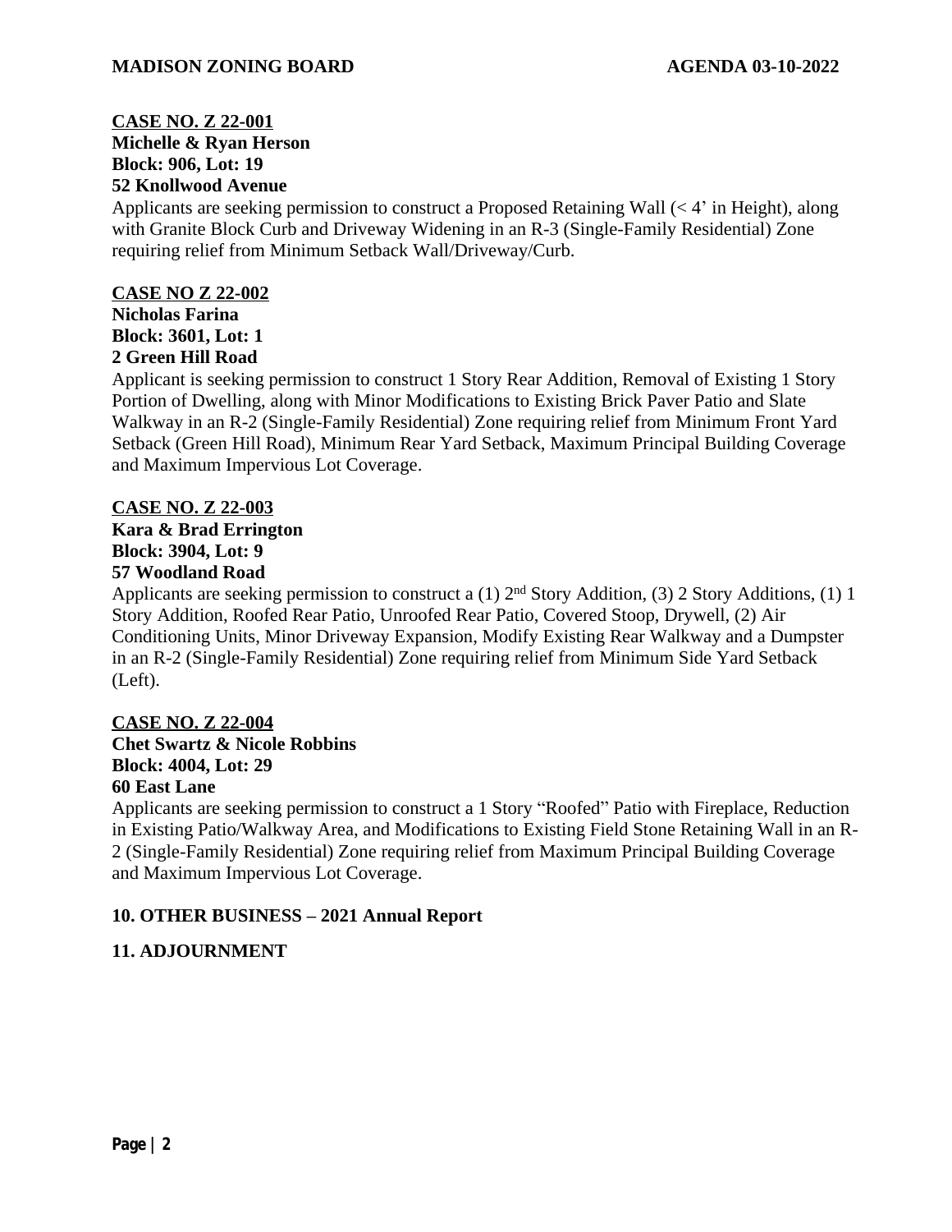**CASE NO. Z 22-001**
**Michelle & Ryan Herson**
**Block: 906, Lot: 19**
**52 Knollwood Avenue**

Applicants are seeking permission to construct a Proposed Retaining Wall (< 4' in Height), along with Granite Block Curb and Driveway Widening in an R-3 (Single-Family Residential) Zone requiring relief from Minimum Setback Wall/Driveway/Curb.

**CASE NO Z 22-002**
**Nicholas Farina**
**Block: 3601, Lot: 1**
**2 Green Hill Road**

Applicant is seeking permission to construct 1 Story Rear Addition, Removal of Existing 1 Story Portion of Dwelling, along with Minor Modifications to Existing Brick Paver Patio and Slate Walkway in an R-2 (Single-Family Residential) Zone requiring relief from Minimum Front Yard Setback (Green Hill Road), Minimum Rear Yard Setback, Maximum Principal Building Coverage and Maximum Impervious Lot Coverage.

**CASE NO. Z 22-003**
**Kara & Brad Errington**
**Block: 3904, Lot: 9**
**57 Woodland Road**

Applicants are seeking permission to construct a (1) 2nd Story Addition, (3) 2 Story Additions, (1) 1 Story Addition, Roofed Rear Patio, Unroofed Rear Patio, Covered Stoop, Drywell, (2) Air Conditioning Units, Minor Driveway Expansion, Modify Existing Rear Walkway and a Dumpster in an R-2 (Single-Family Residential) Zone requiring relief from Minimum Side Yard Setback (Left).

**CASE NO. Z 22-004**
**Chet Swartz & Nicole Robbins**
**Block: 4004, Lot: 29**
**60 East Lane**

Applicants are seeking permission to construct a 1 Story "Roofed" Patio with Fireplace, Reduction in Existing Patio/Walkway Area, and Modifications to Existing Field Stone Retaining Wall in an R-2 (Single-Family Residential) Zone requiring relief from Maximum Principal Building Coverage and Maximum Impervious Lot Coverage.

**10. OTHER BUSINESS – 2021 Annual Report**

**11. ADJOURNMENT**